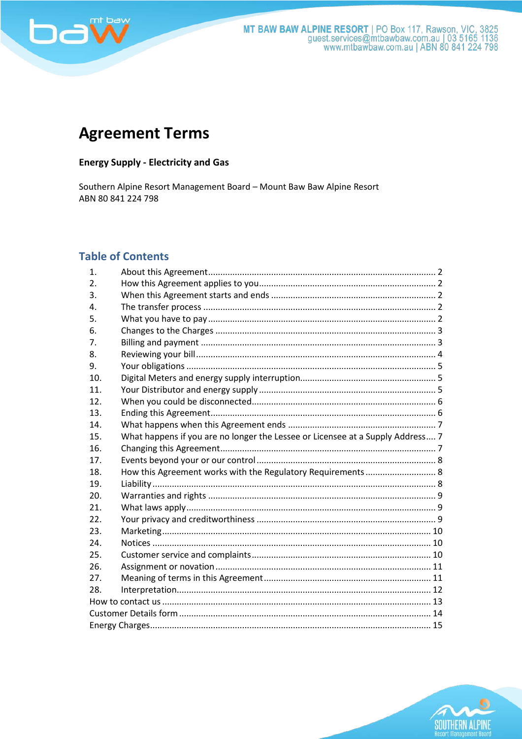# Agreement Terms

**Energy Supply - Electricity and Gas**

Southern Alpine Resort Management Board – Mount Baw Baw Alpine Resort
ABN 80 841 224 798

## Table of Contents

| | | |
|---|---|---|
| 1. | About this Agreement | 2 |
| 2. | How this Agreement applies to you | 2 |
| 3. | When this Agreement starts and ends | 2 |
| 4. | The transfer process | 2 |
| 5. | What you have to pay | 2 |
| 6. | Changes to the Charges | 3 |
| 7. | Billing and payment | 3 |
| 8. | Reviewing your bill | 4 |
| 9. | Your obligations | 5 |
| 10. | Digital Meters and energy supply interruption | 5 |
| 11. | Your Distributor and energy supply | 5 |
| 12. | When you could be disconnected | 6 |
| 13. | Ending this Agreement | 6 |
| 14. | What happens when this Agreement ends | 7 |
| 15. | What happens if you are no longer the Lessee or Licensee at a Supply Address | 7 |
| 16. | Changing this Agreement | 7 |
| 17. | Events beyond your or our control | 8 |
| 18. | How this Agreement works with the Regulatory Requirements | 8 |
| 19. | Liability | 8 |
| 20. | Warranties and rights | 9 |
| 21. | What laws apply | 9 |
| 22. | Your privacy and creditworthiness | 9 |
| 23. | Marketing | 10 |
| 24. | Notices | 10 |
| 25. | Customer service and complaints | 10 |
| 26. | Assignment or novation | 11 |
| 27. | Meaning of terms in this Agreement | 11 |
| 28. | Interpretation | 12 |
| | How to contact us | 13 |
| | Customer Details form | 14 |
| | Energy Charges | 15 |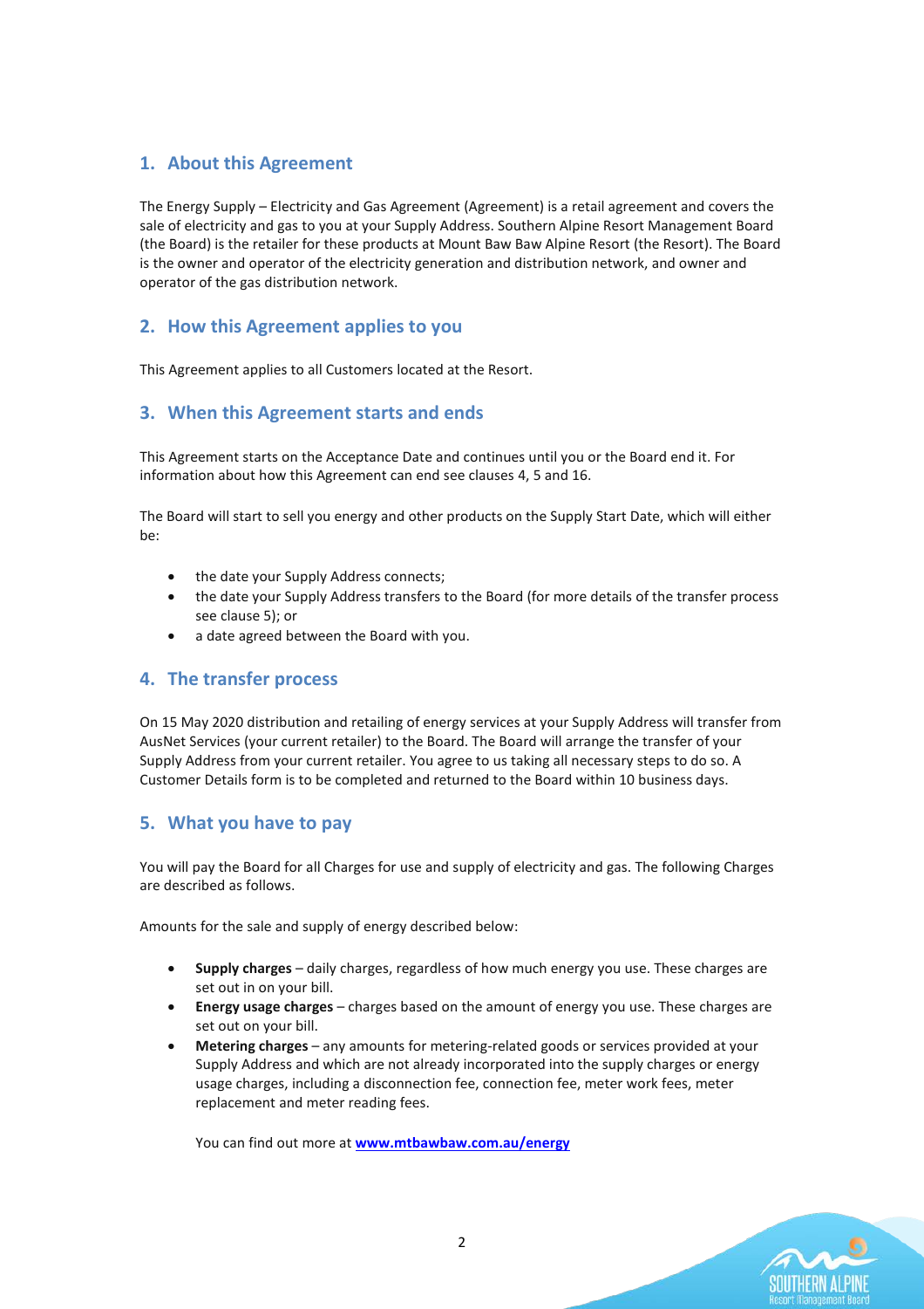## 1. About this Agreement

The Energy Supply – Electricity and Gas Agreement (Agreement) is a retail agreement and covers the sale of electricity and gas to you at your Supply Address. Southern Alpine Resort Management Board (the Board) is the retailer for these products at Mount Baw Baw Alpine Resort (the Resort). The Board is the owner and operator of the electricity generation and distribution network, and owner and operator of the gas distribution network.

## 2. How this Agreement applies to you

This Agreement applies to all Customers located at the Resort.

## 3. When this Agreement starts and ends

This Agreement starts on the Acceptance Date and continues until you or the Board end it. For information about how this Agreement can end see clauses 4, 5 and 16.

The Board will start to sell you energy and other products on the Supply Start Date, which will either be:

- the date your Supply Address connects;
- the date your Supply Address transfers to the Board (for more details of the transfer process see clause 5); or
- a date agreed between the Board with you.

## 4. The transfer process

On 15 May 2020 distribution and retailing of energy services at your Supply Address will transfer from AusNet Services (your current retailer) to the Board. The Board will arrange the transfer of your Supply Address from your current retailer. You agree to us taking all necessary steps to do so. A Customer Details form is to be completed and returned to the Board within 10 business days.

## 5. What you have to pay

You will pay the Board for all Charges for use and supply of electricity and gas. The following Charges are described as follows.

Amounts for the sale and supply of energy described below:

- **Supply charges** – daily charges, regardless of how much energy you use. These charges are set out in on your bill.
- **Energy usage charges** – charges based on the amount of energy you use. These charges are set out on your bill.
- **Metering charges** – any amounts for metering-related goods or services provided at your Supply Address and which are not already incorporated into the supply charges or energy usage charges, including a disconnection fee, connection fee, meter work fees, meter replacement and meter reading fees.

  You can find out more at **www.mtbawbaw.com.au/energy**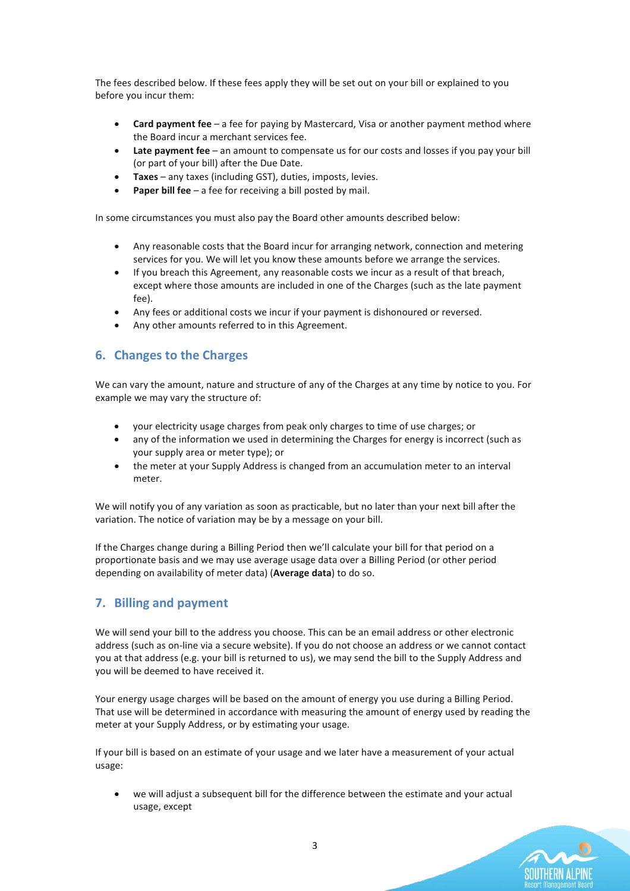The fees described below. If these fees apply they will be set out on your bill or explained to you before you incur them:

- **Card payment fee** – a fee for paying by Mastercard, Visa or another payment method where the Board incur a merchant services fee.
- **Late payment fee** – an amount to compensate us for our costs and losses if you pay your bill (or part of your bill) after the Due Date.
- **Taxes** – any taxes (including GST), duties, imposts, levies.
- **Paper bill fee** – a fee for receiving a bill posted by mail.

In some circumstances you must also pay the Board other amounts described below:

- Any reasonable costs that the Board incur for arranging network, connection and metering services for you. We will let you know these amounts before we arrange the services.
- If you breach this Agreement, any reasonable costs we incur as a result of that breach, except where those amounts are included in one of the Charges (such as the late payment fee).
- Any fees or additional costs we incur if your payment is dishonoured or reversed.
- Any other amounts referred to in this Agreement.

## 6. Changes to the Charges

We can vary the amount, nature and structure of any of the Charges at any time by notice to you. For example we may vary the structure of:

- your electricity usage charges from peak only charges to time of use charges; or
- any of the information we used in determining the Charges for energy is incorrect (such as your supply area or meter type); or
- the meter at your Supply Address is changed from an accumulation meter to an interval meter.

We will notify you of any variation as soon as practicable, but no later than your next bill after the variation. The notice of variation may be by a message on your bill.

If the Charges change during a Billing Period then we'll calculate your bill for that period on a proportionate basis and we may use average usage data over a Billing Period (or other period depending on availability of meter data) (**Average data**) to do so.

## 7. Billing and payment

We will send your bill to the address you choose. This can be an email address or other electronic address (such as on-line via a secure website). If you do not choose an address or we cannot contact you at that address (e.g. your bill is returned to us), we may send the bill to the Supply Address and you will be deemed to have received it.

Your energy usage charges will be based on the amount of energy you use during a Billing Period. That use will be determined in accordance with measuring the amount of energy used by reading the meter at your Supply Address, or by estimating your usage.

If your bill is based on an estimate of your usage and we later have a measurement of your actual usage:

- we will adjust a subsequent bill for the difference between the estimate and your actual usage, except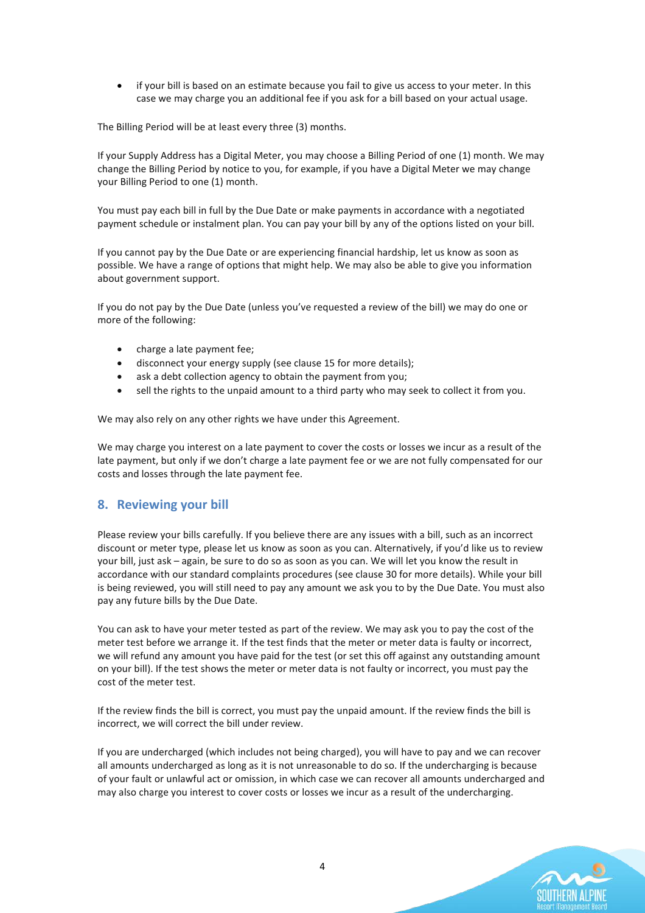- if your bill is based on an estimate because you fail to give us access to your meter. In this case we may charge you an additional fee if you ask for a bill based on your actual usage.

The Billing Period will be at least every three (3) months.

If your Supply Address has a Digital Meter, you may choose a Billing Period of one (1) month. We may change the Billing Period by notice to you, for example, if you have a Digital Meter we may change your Billing Period to one (1) month.

You must pay each bill in full by the Due Date or make payments in accordance with a negotiated payment schedule or instalment plan. You can pay your bill by any of the options listed on your bill.

If you cannot pay by the Due Date or are experiencing financial hardship, let us know as soon as possible. We have a range of options that might help. We may also be able to give you information about government support.

If you do not pay by the Due Date (unless you've requested a review of the bill) we may do one or more of the following:

- charge a late payment fee;
- disconnect your energy supply (see clause 15 for more details);
- ask a debt collection agency to obtain the payment from you;
- sell the rights to the unpaid amount to a third party who may seek to collect it from you.

We may also rely on any other rights we have under this Agreement.

We may charge you interest on a late payment to cover the costs or losses we incur as a result of the late payment, but only if we don't charge a late payment fee or we are not fully compensated for our costs and losses through the late payment fee.

## 8. Reviewing your bill

Please review your bills carefully. If you believe there are any issues with a bill, such as an incorrect discount or meter type, please let us know as soon as you can. Alternatively, if you'd like us to review your bill, just ask – again, be sure to do so as soon as you can. We will let you know the result in accordance with our standard complaints procedures (see clause 30 for more details). While your bill is being reviewed, you will still need to pay any amount we ask you to by the Due Date. You must also pay any future bills by the Due Date.

You can ask to have your meter tested as part of the review. We may ask you to pay the cost of the meter test before we arrange it. If the test finds that the meter or meter data is faulty or incorrect, we will refund any amount you have paid for the test (or set this off against any outstanding amount on your bill). If the test shows the meter or meter data is not faulty or incorrect, you must pay the cost of the meter test.

If the review finds the bill is correct, you must pay the unpaid amount. If the review finds the bill is incorrect, we will correct the bill under review.

If you are undercharged (which includes not being charged), you will have to pay and we can recover all amounts undercharged as long as it is not unreasonable to do so. If the undercharging is because of your fault or unlawful act or omission, in which case we can recover all amounts undercharged and may also charge you interest to cover costs or losses we incur as a result of the undercharging.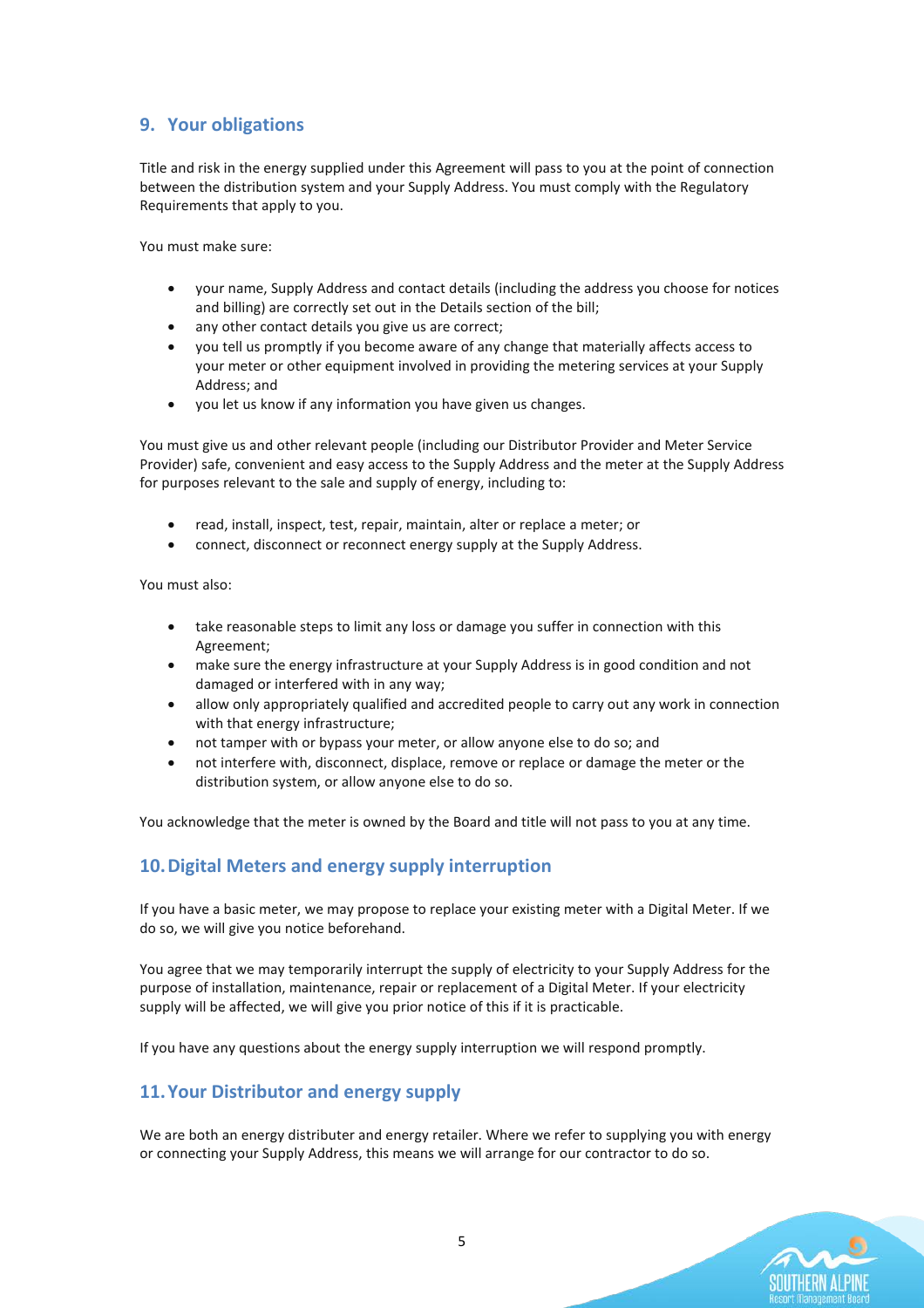## 9. Your obligations

Title and risk in the energy supplied under this Agreement will pass to you at the point of connection between the distribution system and your Supply Address. You must comply with the Regulatory Requirements that apply to you.

You must make sure:

- your name, Supply Address and contact details (including the address you choose for notices and billing) are correctly set out in the Details section of the bill;
- any other contact details you give us are correct;
- you tell us promptly if you become aware of any change that materially affects access to your meter or other equipment involved in providing the metering services at your Supply Address; and
- you let us know if any information you have given us changes.

You must give us and other relevant people (including our Distributor Provider and Meter Service Provider) safe, convenient and easy access to the Supply Address and the meter at the Supply Address for purposes relevant to the sale and supply of energy, including to:

- read, install, inspect, test, repair, maintain, alter or replace a meter; or
- connect, disconnect or reconnect energy supply at the Supply Address.

You must also:

- take reasonable steps to limit any loss or damage you suffer in connection with this Agreement;
- make sure the energy infrastructure at your Supply Address is in good condition and not damaged or interfered with in any way;
- allow only appropriately qualified and accredited people to carry out any work in connection with that energy infrastructure;
- not tamper with or bypass your meter, or allow anyone else to do so; and
- not interfere with, disconnect, displace, remove or replace or damage the meter or the distribution system, or allow anyone else to do so.

You acknowledge that the meter is owned by the Board and title will not pass to you at any time.

## 10. Digital Meters and energy supply interruption

If you have a basic meter, we may propose to replace your existing meter with a Digital Meter. If we do so, we will give you notice beforehand.

You agree that we may temporarily interrupt the supply of electricity to your Supply Address for the purpose of installation, maintenance, repair or replacement of a Digital Meter. If your electricity supply will be affected, we will give you prior notice of this if it is practicable.

If you have any questions about the energy supply interruption we will respond promptly.

## 11. Your Distributor and energy supply

We are both an energy distributer and energy retailer. Where we refer to supplying you with energy or connecting your Supply Address, this means we will arrange for our contractor to do so.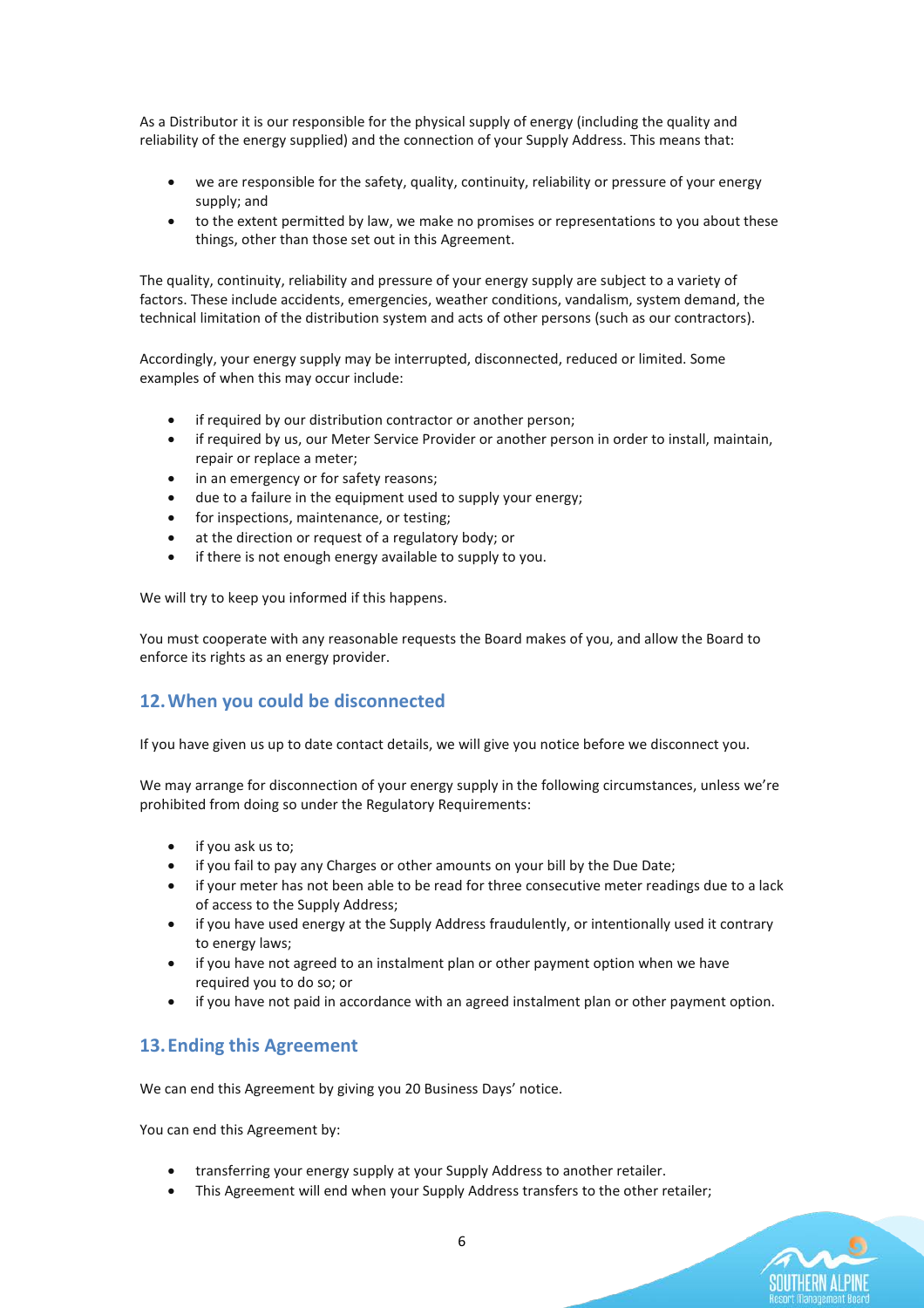As a Distributor it is our responsible for the physical supply of energy (including the quality and reliability of the energy supplied) and the connection of your Supply Address. This means that:

- we are responsible for the safety, quality, continuity, reliability or pressure of your energy supply; and
- to the extent permitted by law, we make no promises or representations to you about these things, other than those set out in this Agreement.

The quality, continuity, reliability and pressure of your energy supply are subject to a variety of factors. These include accidents, emergencies, weather conditions, vandalism, system demand, the technical limitation of the distribution system and acts of other persons (such as our contractors).

Accordingly, your energy supply may be interrupted, disconnected, reduced or limited. Some examples of when this may occur include:

- if required by our distribution contractor or another person;
- if required by us, our Meter Service Provider or another person in order to install, maintain, repair or replace a meter;
- in an emergency or for safety reasons;
- due to a failure in the equipment used to supply your energy;
- for inspections, maintenance, or testing;
- at the direction or request of a regulatory body; or
- if there is not enough energy available to supply to you.

We will try to keep you informed if this happens.

You must cooperate with any reasonable requests the Board makes of you, and allow the Board to enforce its rights as an energy provider.

## 12. When you could be disconnected

If you have given us up to date contact details, we will give you notice before we disconnect you.

We may arrange for disconnection of your energy supply in the following circumstances, unless we're prohibited from doing so under the Regulatory Requirements:

- if you ask us to;
- if you fail to pay any Charges or other amounts on your bill by the Due Date;
- if your meter has not been able to be read for three consecutive meter readings due to a lack of access to the Supply Address;
- if you have used energy at the Supply Address fraudulently, or intentionally used it contrary to energy laws;
- if you have not agreed to an instalment plan or other payment option when we have required you to do so; or
- if you have not paid in accordance with an agreed instalment plan or other payment option.

## 13. Ending this Agreement

We can end this Agreement by giving you 20 Business Days' notice.

You can end this Agreement by:

- transferring your energy supply at your Supply Address to another retailer.
- This Agreement will end when your Supply Address transfers to the other retailer;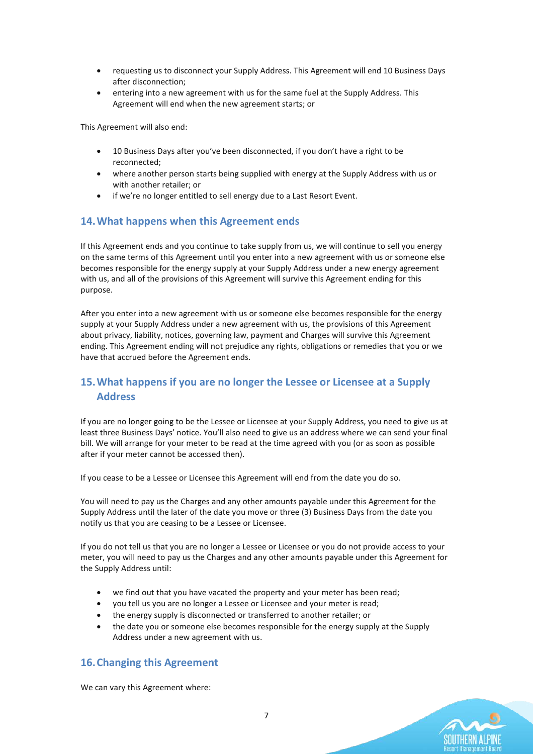- requesting us to disconnect your Supply Address. This Agreement will end 10 Business Days after disconnection;
- entering into a new agreement with us for the same fuel at the Supply Address. This Agreement will end when the new agreement starts; or

This Agreement will also end:

- 10 Business Days after you've been disconnected, if you don't have a right to be reconnected;
- where another person starts being supplied with energy at the Supply Address with us or with another retailer; or
- if we're no longer entitled to sell energy due to a Last Resort Event.

## 14. What happens when this Agreement ends

If this Agreement ends and you continue to take supply from us, we will continue to sell you energy on the same terms of this Agreement until you enter into a new agreement with us or someone else becomes responsible for the energy supply at your Supply Address under a new energy agreement with us, and all of the provisions of this Agreement will survive this Agreement ending for this purpose.

After you enter into a new agreement with us or someone else becomes responsible for the energy supply at your Supply Address under a new agreement with us, the provisions of this Agreement about privacy, liability, notices, governing law, payment and Charges will survive this Agreement ending. This Agreement ending will not prejudice any rights, obligations or remedies that you or we have that accrued before the Agreement ends.

## 15. What happens if you are no longer the Lessee or Licensee at a Supply Address

If you are no longer going to be the Lessee or Licensee at your Supply Address, you need to give us at least three Business Days' notice. You'll also need to give us an address where we can send your final bill. We will arrange for your meter to be read at the time agreed with you (or as soon as possible after if your meter cannot be accessed then).

If you cease to be a Lessee or Licensee this Agreement will end from the date you do so.

You will need to pay us the Charges and any other amounts payable under this Agreement for the Supply Address until the later of the date you move or three (3) Business Days from the date you notify us that you are ceasing to be a Lessee or Licensee.

If you do not tell us that you are no longer a Lessee or Licensee or you do not provide access to your meter, you will need to pay us the Charges and any other amounts payable under this Agreement for the Supply Address until:

- we find out that you have vacated the property and your meter has been read;
- you tell us you are no longer a Lessee or Licensee and your meter is read;
- the energy supply is disconnected or transferred to another retailer; or
- the date you or someone else becomes responsible for the energy supply at the Supply Address under a new agreement with us.

## 16. Changing this Agreement

We can vary this Agreement where: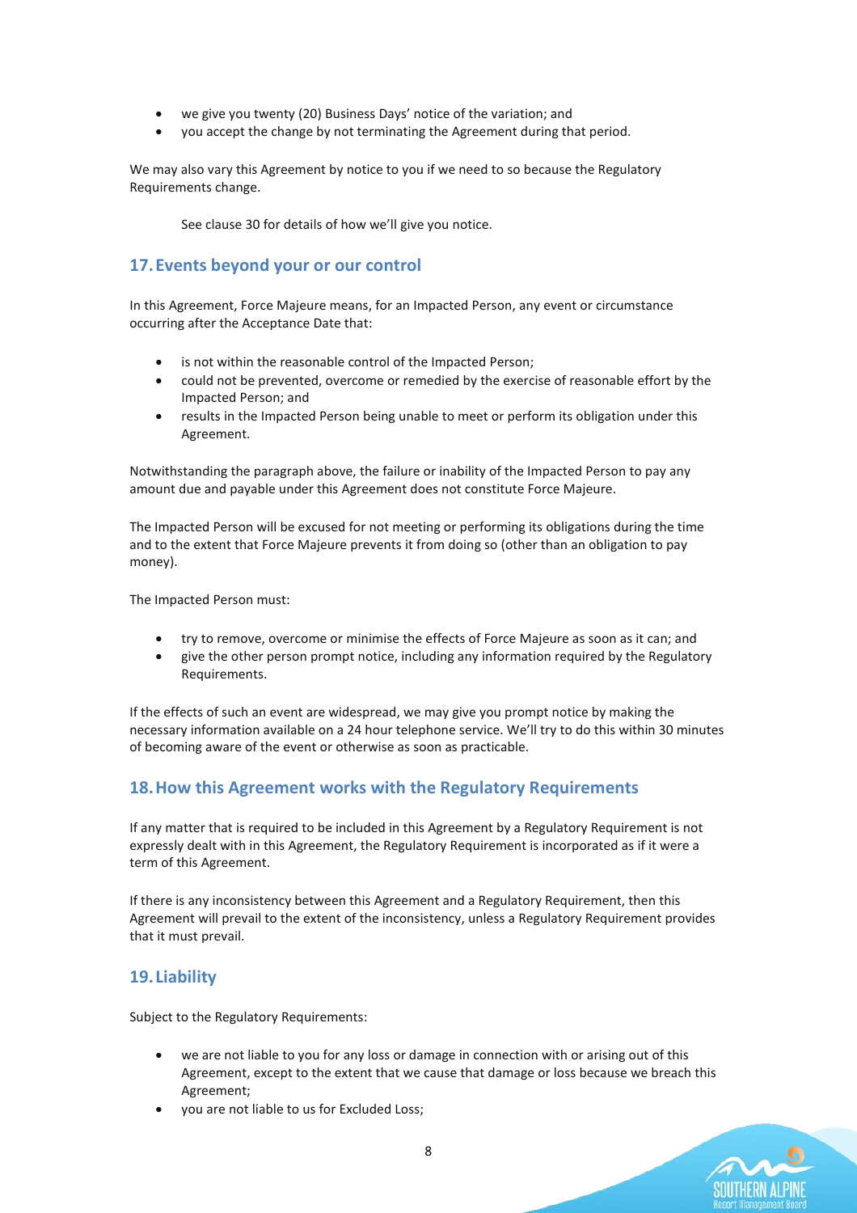- we give you twenty (20) Business Days' notice of the variation; and
- you accept the change by not terminating the Agreement during that period.

We may also vary this Agreement by notice to you if we need to so because the Regulatory Requirements change.

See clause 30 for details of how we'll give you notice.

## 17. Events beyond your or our control

In this Agreement, Force Majeure means, for an Impacted Person, any event or circumstance occurring after the Acceptance Date that:

- is not within the reasonable control of the Impacted Person;
- could not be prevented, overcome or remedied by the exercise of reasonable effort by the Impacted Person; and
- results in the Impacted Person being unable to meet or perform its obligation under this Agreement.

Notwithstanding the paragraph above, the failure or inability of the Impacted Person to pay any amount due and payable under this Agreement does not constitute Force Majeure.

The Impacted Person will be excused for not meeting or performing its obligations during the time and to the extent that Force Majeure prevents it from doing so (other than an obligation to pay money).

The Impacted Person must:

- try to remove, overcome or minimise the effects of Force Majeure as soon as it can; and
- give the other person prompt notice, including any information required by the Regulatory Requirements.

If the effects of such an event are widespread, we may give you prompt notice by making the necessary information available on a 24 hour telephone service. We'll try to do this within 30 minutes of becoming aware of the event or otherwise as soon as practicable.

## 18. How this Agreement works with the Regulatory Requirements

If any matter that is required to be included in this Agreement by a Regulatory Requirement is not expressly dealt with in this Agreement, the Regulatory Requirement is incorporated as if it were a term of this Agreement.

If there is any inconsistency between this Agreement and a Regulatory Requirement, then this Agreement will prevail to the extent of the inconsistency, unless a Regulatory Requirement provides that it must prevail.

## 19. Liability

Subject to the Regulatory Requirements:

- we are not liable to you for any loss or damage in connection with or arising out of this Agreement, except to the extent that we cause that damage or loss because we breach this Agreement;
- you are not liable to us for Excluded Loss;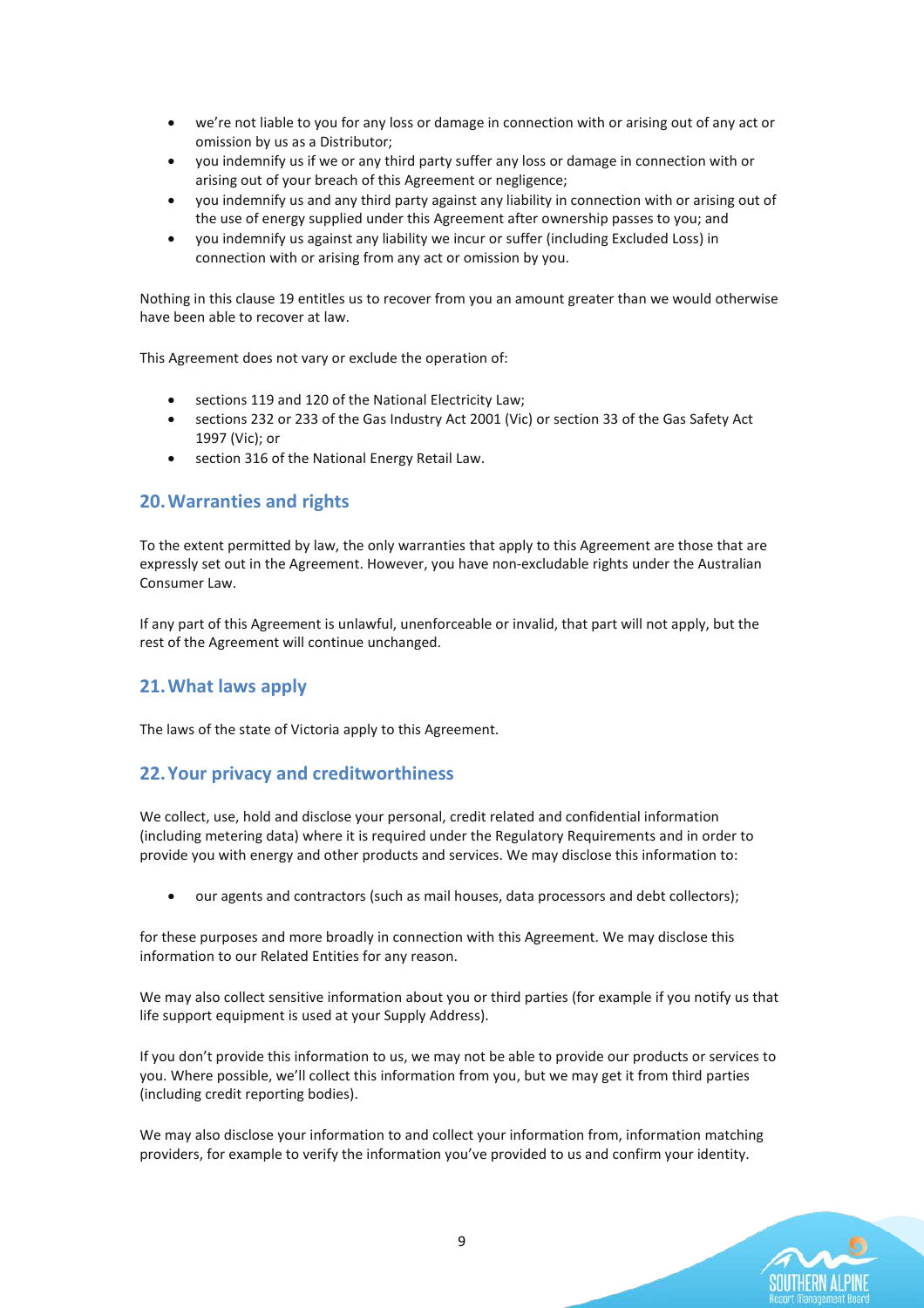- we're not liable to you for any loss or damage in connection with or arising out of any act or omission by us as a Distributor;
- you indemnify us if we or any third party suffer any loss or damage in connection with or arising out of your breach of this Agreement or negligence;
- you indemnify us and any third party against any liability in connection with or arising out of the use of energy supplied under this Agreement after ownership passes to you; and
- you indemnify us against any liability we incur or suffer (including Excluded Loss) in connection with or arising from any act or omission by you.

Nothing in this clause 19 entitles us to recover from you an amount greater than we would otherwise have been able to recover at law.

This Agreement does not vary or exclude the operation of:

- sections 119 and 120 of the National Electricity Law;
- sections 232 or 233 of the Gas Industry Act 2001 (Vic) or section 33 of the Gas Safety Act 1997 (Vic); or
- section 316 of the National Energy Retail Law.

## 20. Warranties and rights

To the extent permitted by law, the only warranties that apply to this Agreement are those that are expressly set out in the Agreement. However, you have non-excludable rights under the Australian Consumer Law.

If any part of this Agreement is unlawful, unenforceable or invalid, that part will not apply, but the rest of the Agreement will continue unchanged.

## 21. What laws apply

The laws of the state of Victoria apply to this Agreement.

## 22. Your privacy and creditworthiness

We collect, use, hold and disclose your personal, credit related and confidential information (including metering data) where it is required under the Regulatory Requirements and in order to provide you with energy and other products and services. We may disclose this information to:

- our agents and contractors (such as mail houses, data processors and debt collectors);

for these purposes and more broadly in connection with this Agreement. We may disclose this information to our Related Entities for any reason.

We may also collect sensitive information about you or third parties (for example if you notify us that life support equipment is used at your Supply Address).

If you don't provide this information to us, we may not be able to provide our products or services to you. Where possible, we'll collect this information from you, but we may get it from third parties (including credit reporting bodies).

We may also disclose your information to and collect your information from, information matching providers, for example to verify the information you've provided to us and confirm your identity.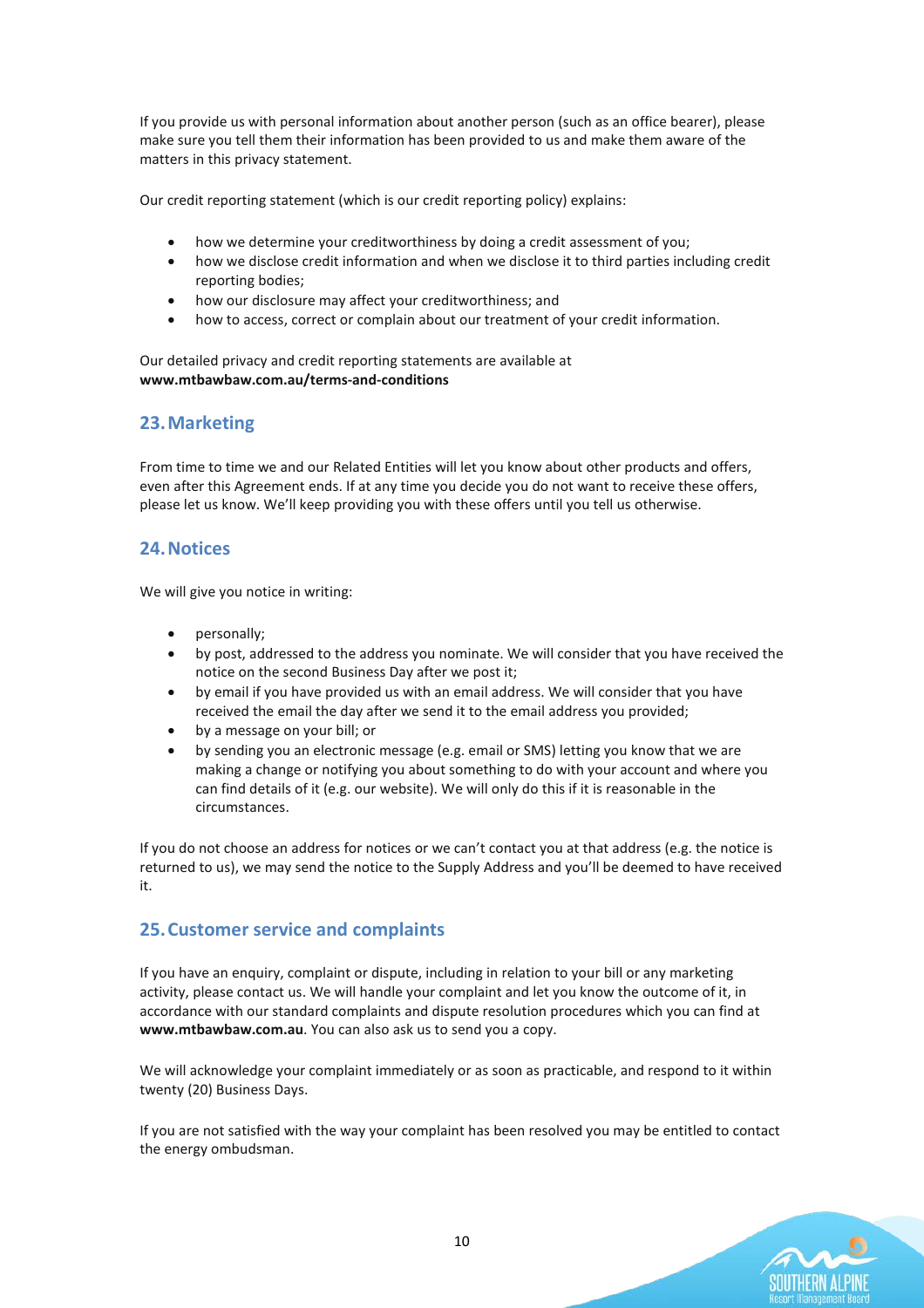If you provide us with personal information about another person (such as an office bearer), please make sure you tell them their information has been provided to us and make them aware of the matters in this privacy statement.

Our credit reporting statement (which is our credit reporting policy) explains:

- how we determine your creditworthiness by doing a credit assessment of you;
- how we disclose credit information and when we disclose it to third parties including credit reporting bodies;
- how our disclosure may affect your creditworthiness; and
- how to access, correct or complain about our treatment of your credit information.

Our detailed privacy and credit reporting statements are available at **www.mtbawbaw.com.au/terms-and-conditions**

## 23. Marketing

From time to time we and our Related Entities will let you know about other products and offers, even after this Agreement ends. If at any time you decide you do not want to receive these offers, please let us know. We'll keep providing you with these offers until you tell us otherwise.

## 24. Notices

We will give you notice in writing:

- personally;
- by post, addressed to the address you nominate. We will consider that you have received the notice on the second Business Day after we post it;
- by email if you have provided us with an email address. We will consider that you have received the email the day after we send it to the email address you provided;
- by a message on your bill; or
- by sending you an electronic message (e.g. email or SMS) letting you know that we are making a change or notifying you about something to do with your account and where you can find details of it (e.g. our website). We will only do this if it is reasonable in the circumstances.

If you do not choose an address for notices or we can't contact you at that address (e.g. the notice is returned to us), we may send the notice to the Supply Address and you'll be deemed to have received it.

## 25. Customer service and complaints

If you have an enquiry, complaint or dispute, including in relation to your bill or any marketing activity, please contact us. We will handle your complaint and let you know the outcome of it, in accordance with our standard complaints and dispute resolution procedures which you can find at **www.mtbawbaw.com.au**. You can also ask us to send you a copy.

We will acknowledge your complaint immediately or as soon as practicable, and respond to it within twenty (20) Business Days.

If you are not satisfied with the way your complaint has been resolved you may be entitled to contact the energy ombudsman.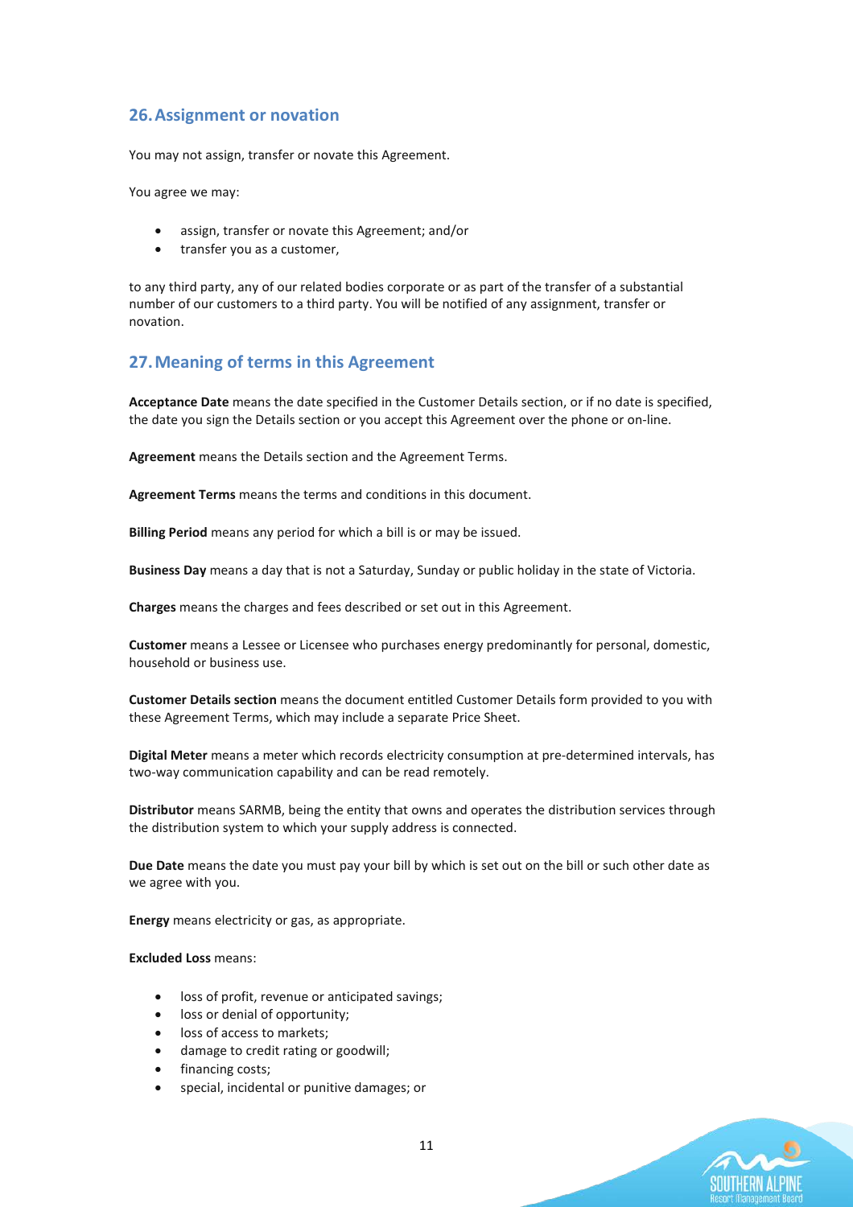## 26. Assignment or novation

You may not assign, transfer or novate this Agreement.

You agree we may:

- assign, transfer or novate this Agreement; and/or
- transfer you as a customer,

to any third party, any of our related bodies corporate or as part of the transfer of a substantial number of our customers to a third party. You will be notified of any assignment, transfer or novation.

## 27. Meaning of terms in this Agreement

**Acceptance Date** means the date specified in the Customer Details section, or if no date is specified, the date you sign the Details section or you accept this Agreement over the phone or on-line.

**Agreement** means the Details section and the Agreement Terms.

**Agreement Terms** means the terms and conditions in this document.

**Billing Period** means any period for which a bill is or may be issued.

**Business Day** means a day that is not a Saturday, Sunday or public holiday in the state of Victoria.

**Charges** means the charges and fees described or set out in this Agreement.

**Customer** means a Lessee or Licensee who purchases energy predominantly for personal, domestic, household or business use.

**Customer Details section** means the document entitled Customer Details form provided to you with these Agreement Terms, which may include a separate Price Sheet.

**Digital Meter** means a meter which records electricity consumption at pre-determined intervals, has two-way communication capability and can be read remotely.

**Distributor** means SARMB, being the entity that owns and operates the distribution services through the distribution system to which your supply address is connected.

**Due Date** means the date you must pay your bill by which is set out on the bill or such other date as we agree with you.

**Energy** means electricity or gas, as appropriate.

**Excluded Loss** means:

- loss of profit, revenue or anticipated savings;
- loss or denial of opportunity;
- loss of access to markets;
- damage to credit rating or goodwill;
- financing costs;
- special, incidental or punitive damages; or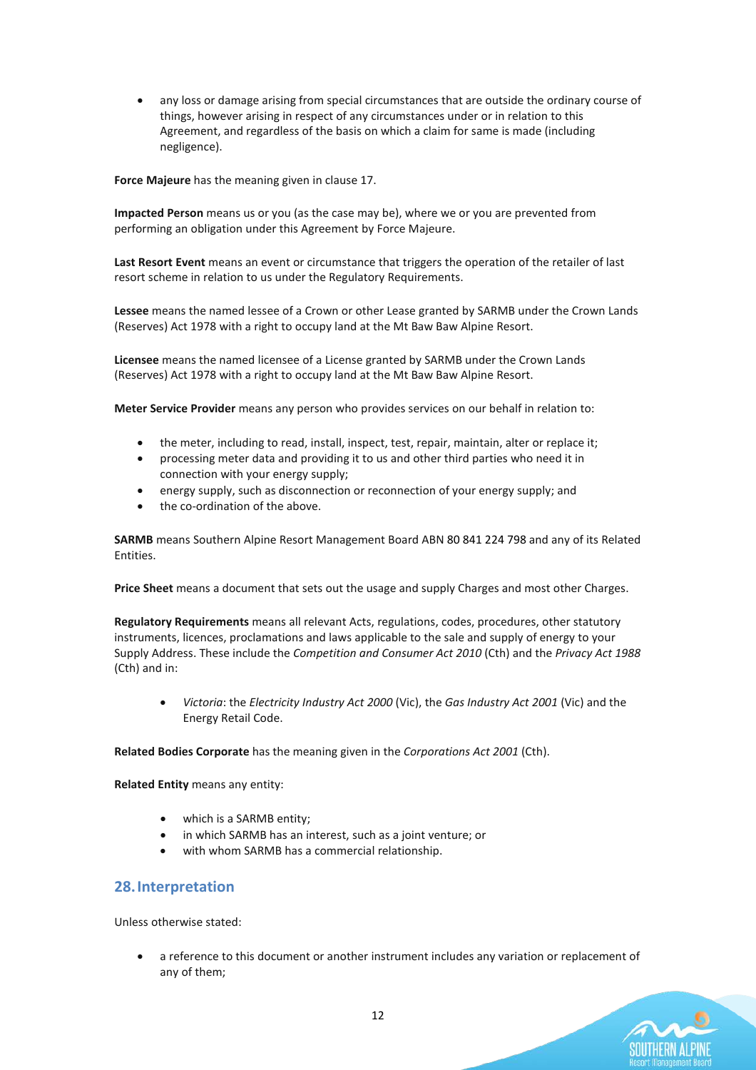- any loss or damage arising from special circumstances that are outside the ordinary course of things, however arising in respect of any circumstances under or in relation to this Agreement, and regardless of the basis on which a claim for same is made (including negligence).

**Force Majeure** has the meaning given in clause 17.

**Impacted Person** means us or you (as the case may be), where we or you are prevented from performing an obligation under this Agreement by Force Majeure.

**Last Resort Event** means an event or circumstance that triggers the operation of the retailer of last resort scheme in relation to us under the Regulatory Requirements.

**Lessee** means the named lessee of a Crown or other Lease granted by SARMB under the Crown Lands (Reserves) Act 1978 with a right to occupy land at the Mt Baw Baw Alpine Resort.

**Licensee** means the named licensee of a License granted by SARMB under the Crown Lands (Reserves) Act 1978 with a right to occupy land at the Mt Baw Baw Alpine Resort.

**Meter Service Provider** means any person who provides services on our behalf in relation to:

- the meter, including to read, install, inspect, test, repair, maintain, alter or replace it;
- processing meter data and providing it to us and other third parties who need it in connection with your energy supply;
- energy supply, such as disconnection or reconnection of your energy supply; and
- the co-ordination of the above.

**SARMB** means Southern Alpine Resort Management Board ABN 80 841 224 798 and any of its Related Entities.

**Price Sheet** means a document that sets out the usage and supply Charges and most other Charges.

**Regulatory Requirements** means all relevant Acts, regulations, codes, procedures, other statutory instruments, licences, proclamations and laws applicable to the sale and supply of energy to your Supply Address. These include the *Competition and Consumer Act 2010* (Cth) and the *Privacy Act 1988* (Cth) and in:

- *Victoria*: the *Electricity Industry Act 2000* (Vic), the *Gas Industry Act 2001* (Vic) and the Energy Retail Code.

**Related Bodies Corporate** has the meaning given in the *Corporations Act 2001* (Cth).

**Related Entity** means any entity:

- which is a SARMB entity;
- in which SARMB has an interest, such as a joint venture; or
- with whom SARMB has a commercial relationship.

## 28. Interpretation

Unless otherwise stated:

- a reference to this document or another instrument includes any variation or replacement of any of them;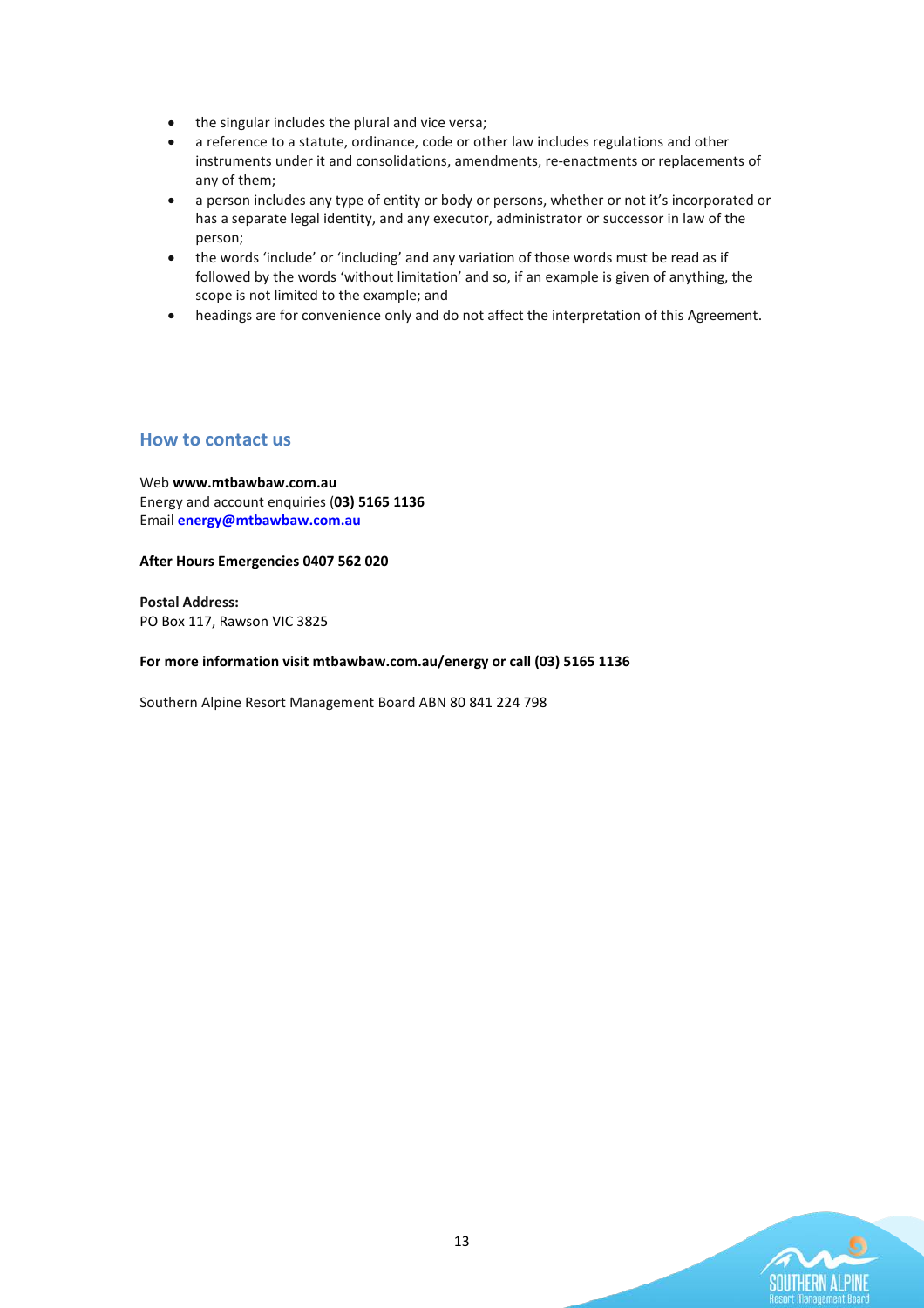- the singular includes the plural and vice versa;
- a reference to a statute, ordinance, code or other law includes regulations and other instruments under it and consolidations, amendments, re-enactments or replacements of any of them;
- a person includes any type of entity or body or persons, whether or not it's incorporated or has a separate legal identity, and any executor, administrator or successor in law of the person;
- the words 'include' or 'including' and any variation of those words must be read as if followed by the words 'without limitation' and so, if an example is given of anything, the scope is not limited to the example; and
- headings are for convenience only and do not affect the interpretation of this Agreement.

## How to contact us

Web **www.mtbawbaw.com.au**
Energy and account enquiries (**03) 5165 1136**
Email **energy@mtbawbaw.com.au**

**After Hours Emergencies 0407 562 020**

**Postal Address:**
PO Box 117, Rawson VIC 3825

**For more information visit mtbawbaw.com.au/energy or call (03) 5165 1136**

Southern Alpine Resort Management Board ABN 80 841 224 798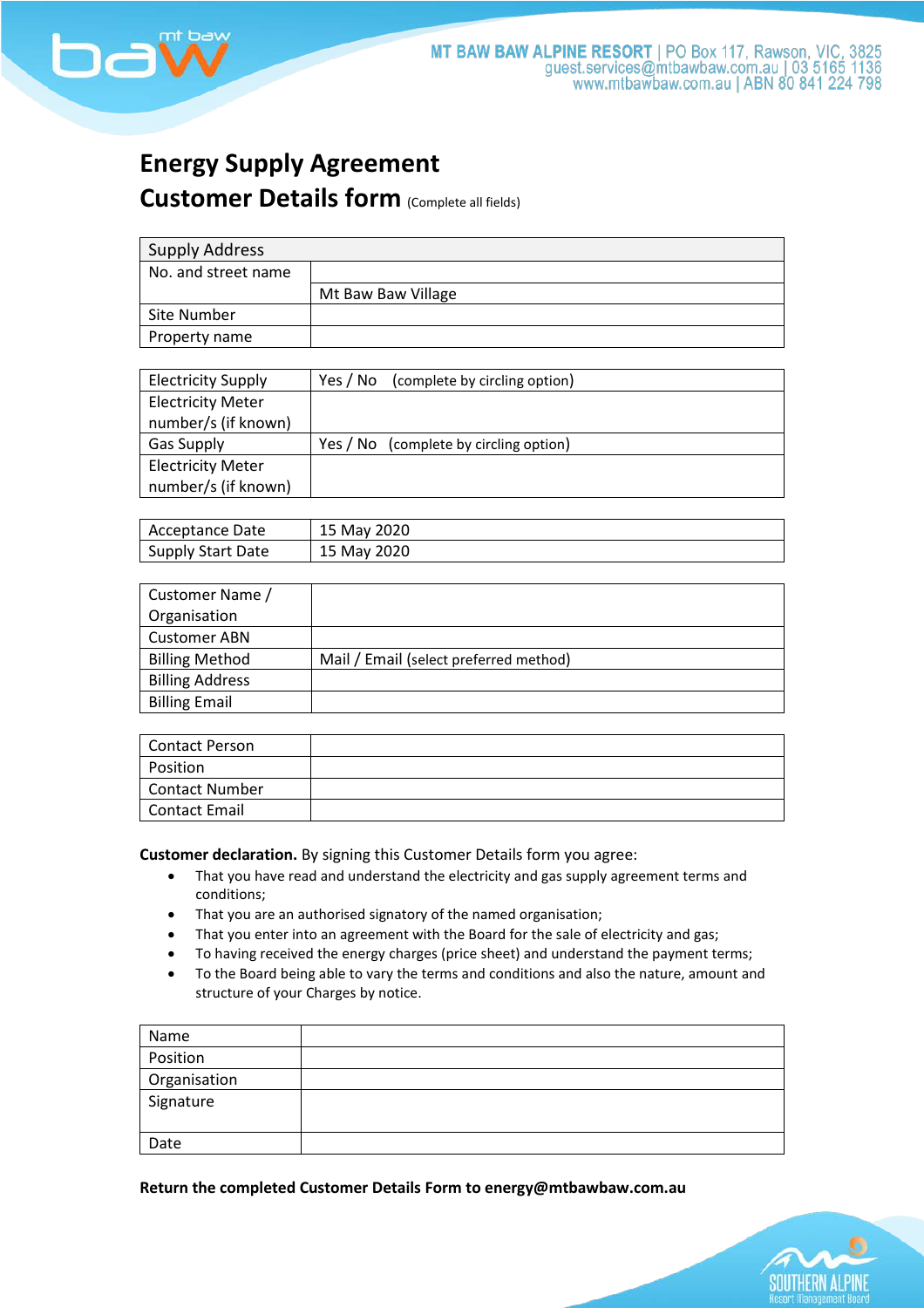MT BAW BAW ALPINE RESORT | PO Box 117, Rawson, VIC, 3825
guest.services@mtbawbaw.com.au | 03 5165 1136
www.mtbawbaw.com.au | ABN 80 841 224 798

# Energy Supply Agreement

## Customer Details form (Complete all fields)

| Supply Address | |
|---|---|
| No. and street name | |
| | Mt Baw Baw Village |
| Site Number | |
| Property name | |

| | |
|---|---|
| Electricity Supply | Yes / No (complete by circling option) |
| Electricity Meter number/s (if known) | |
| Gas Supply | Yes / No (complete by circling option) |
| Electricity Meter number/s (if known) | |

| | |
|---|---|
| Acceptance Date | 15 May 2020 |
| Supply Start Date | 15 May 2020 |

| | |
|---|---|
| Customer Name / Organisation | |
| Customer ABN | |
| Billing Method | Mail / Email (select preferred method) |
| Billing Address | |
| Billing Email | |

| | |
|---|---|
| Contact Person | |
| Position | |
| Contact Number | |
| Contact Email | |

**Customer declaration.** By signing this Customer Details form you agree:

- That you have read and understand the electricity and gas supply agreement terms and conditions;
- That you are an authorised signatory of the named organisation;
- That you enter into an agreement with the Board for the sale of electricity and gas;
- To having received the energy charges (price sheet) and understand the payment terms;
- To the Board being able to vary the terms and conditions and also the nature, amount and structure of your Charges by notice.

| | |
|---|---|
| Name | |
| Position | |
| Organisation | |
| Signature | |
| Date | |

**Return the completed Customer Details Form to energy@mtbawbaw.com.au**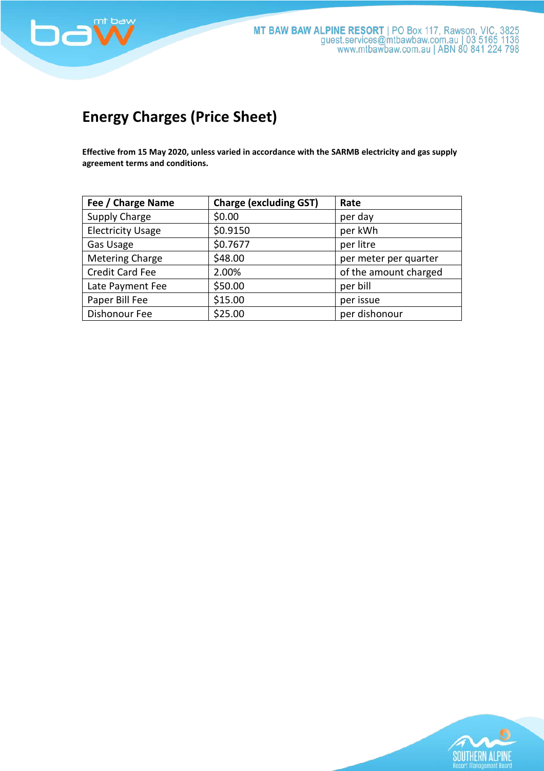# Energy Charges (Price Sheet)

**Effective from 15 May 2020, unless varied in accordance with the SARMB electricity and gas supply agreement terms and conditions.**

| Fee / Charge Name | Charge (excluding GST) | Rate |
|---|---|---|
| Supply Charge | $0.00 | per day |
| Electricity Usage | $0.9150 | per kWh |
| Gas Usage | $0.7677 | per litre |
| Metering Charge | $48.00 | per meter per quarter |
| Credit Card Fee | 2.00% | of the amount charged |
| Late Payment Fee | $50.00 | per bill |
| Paper Bill Fee | $15.00 | per issue |
| Dishonour Fee | $25.00 | per dishonour |